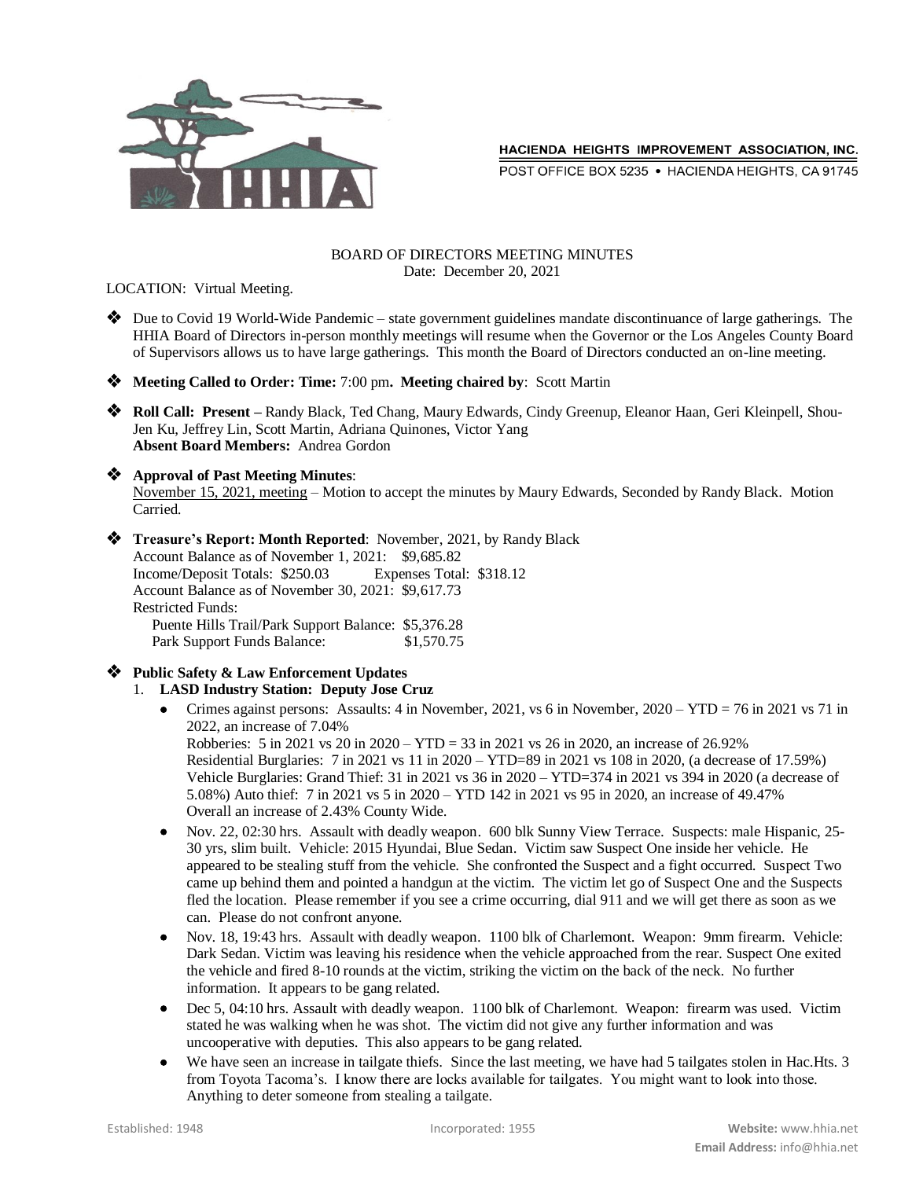HACIENDA HEIGHTS IMPROVEMENT ASSOCIATION, INC.
POST OFFICE BOX 5235 • HACIENDA HEIGHTS, CA 91745

BOARD OF DIRECTORS MEETING MINUTES
Date: December 20, 2021

LOCATION: Virtual Meeting.

- Due to Covid 19 World-Wide Pandemic – state government guidelines mandate discontinuance of large gatherings. The HHIA Board of Directors in-person monthly meetings will resume when the Governor or the Los Angeles County Board of Supervisors allows us to have large gatherings. This month the Board of Directors conducted an on-line meeting.

- **Meeting Called to Order: Time:** 7:00 pm**. Meeting chaired by**: Scott Martin

- **Roll Call: Present –** Randy Black, Ted Chang, Maury Edwards, Cindy Greenup, Eleanor Haan, Geri Kleinpell, Shou-Jen Ku, Jeffrey Lin, Scott Martin, Adriana Quinones, Victor Yang
  **Absent Board Members:** Andrea Gordon

- **Approval of Past Meeting Minutes**:
  November 15, 2021, meeting – Motion to accept the minutes by Maury Edwards, Seconded by Randy Black. Motion Carried.

- **Treasure's Report: Month Reported**: November, 2021, by Randy Black
  Account Balance as of November 1, 2021: $9,685.82
  Income/Deposit Totals: $250.03 Expenses Total: $318.12
  Account Balance as of November 30, 2021: $9,617.73
  Restricted Funds:
  Puente Hills Trail/Park Support Balance: $5,376.28
  Park Support Funds Balance: $1,570.75

- **Public Safety & Law Enforcement Updates**
  1. **LASD Industry Station: Deputy Jose Cruz**
     - Crimes against persons: Assaults: 4 in November, 2021, vs 6 in November, 2020 – YTD = 76 in 2021 vs 71 in 2022, an increase of 7.04%
       Robberies: 5 in 2021 vs 20 in 2020 – YTD = 33 in 2021 vs 26 in 2020, an increase of 26.92%
       Residential Burglaries: 7 in 2021 vs 11 in 2020 – YTD=89 in 2021 vs 108 in 2020, (a decrease of 17.59%)
       Vehicle Burglaries: Grand Thief: 31 in 2021 vs 36 in 2020 – YTD=374 in 2021 vs 394 in 2020 (a decrease of 5.08%) Auto thief: 7 in 2021 vs 5 in 2020 – YTD 142 in 2021 vs 95 in 2020, an increase of 49.47%
       Overall an increase of 2.43% County Wide.
     - Nov. 22, 02:30 hrs. Assault with deadly weapon. 600 blk Sunny View Terrace. Suspects: male Hispanic, 25-30 yrs, slim built. Vehicle: 2015 Hyundai, Blue Sedan. Victim saw Suspect One inside her vehicle. He appeared to be stealing stuff from the vehicle. She confronted the Suspect and a fight occurred. Suspect Two came up behind them and pointed a handgun at the victim. The victim let go of Suspect One and the Suspects fled the location. Please remember if you see a crime occurring, dial 911 and we will get there as soon as we can. Please do not confront anyone.
     - Nov. 18, 19:43 hrs. Assault with deadly weapon. 1100 blk of Charlemont. Weapon: 9mm firearm. Vehicle: Dark Sedan. Victim was leaving his residence when the vehicle approached from the rear. Suspect One exited the vehicle and fired 8-10 rounds at the victim, striking the victim on the back of the neck. No further information. It appears to be gang related.
     - Dec 5, 04:10 hrs. Assault with deadly weapon. 1100 blk of Charlemont. Weapon: firearm was used. Victim stated he was walking when he was shot. The victim did not give any further information and was uncooperative with deputies. This also appears to be gang related.
     - We have seen an increase in tailgate thiefs. Since the last meeting, we have had 5 tailgates stolen in Hac.Hts. 3 from Toyota Tacoma's. I know there are locks available for tailgates. You might want to look into those. Anything to deter someone from stealing a tailgate.

Established: 1948 Incorporated: 1955 **Website:** www.hhia.net **Email Address:** info@hhia.net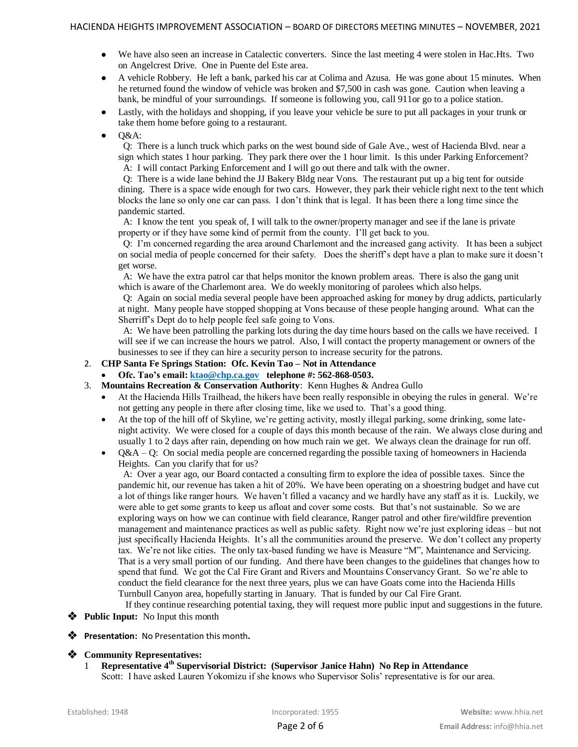- We have also seen an increase in Catalectic converters. Since the last meeting 4 were stolen in Hac.Hts. Two on Angelcrest Drive. One in Puente del Este area.
- A vehicle Robbery. He left a bank, parked his car at Colima and Azusa. He was gone about 15 minutes. When he returned found the window of vehicle was broken and $7,500 in cash was gone. Caution when leaving a bank, be mindful of your surroundings. If someone is following you, call 911or go to a police station.
- Lastly, with the holidays and shopping, if you leave your vehicle be sure to put all packages in your trunk or take them home before going to a restaurant.
- Q&A:

  Q: There is a lunch truck which parks on the west bound side of Gale Ave., west of Hacienda Blvd. near a sign which states 1 hour parking. They park there over the 1 hour limit. Is this under Parking Enforcement?

  A: I will contact Parking Enforcement and I will go out there and talk with the owner.

  Q: There is a wide lane behind the JJ Bakery Bldg near Vons. The restaurant put up a big tent for outside dining. There is a space wide enough for two cars. However, they park their vehicle right next to the tent which blocks the lane so only one car can pass. I don't think that is legal. It has been there a long time since the pandemic started.

  A: I know the tent you speak of, I will talk to the owner/property manager and see if the lane is private property or if they have some kind of permit from the county. I'll get back to you.

  Q: I'm concerned regarding the area around Charlemont and the increased gang activity. It has been a subject on social media of people concerned for their safety. Does the sheriff's dept have a plan to make sure it doesn't get worse.

  A: We have the extra patrol car that helps monitor the known problem areas. There is also the gang unit which is aware of the Charlemont area. We do weekly monitoring of parolees which also helps.

  Q: Again on social media several people have been approached asking for money by drug addicts, particularly at night. Many people have stopped shopping at Vons because of these people hanging around. What can the Sherriff's Dept do to help people feel safe going to Vons.

  A: We have been patrolling the parking lots during the day time hours based on the calls we have received. I will see if we can increase the hours we patrol. Also, I will contact the property management or owners of the businesses to see if they can hire a security person to increase security for the patrons.

2. **CHP Santa Fe Springs Station: Ofc. Kevin Tao – Not in Attendance**
   - **Ofc. Tao's email: ktao@chp.ca.gov telephone #: 562-868-0503.**
3. **Mountains Recreation & Conservation Authority**: Kenn Hughes & Andrea Gullo
   - At the Hacienda Hills Trailhead, the hikers have been really responsible in obeying the rules in general. We're not getting any people in there after closing time, like we used to. That's a good thing.
   - At the top of the hill off of Skyline, we're getting activity, mostly illegal parking, some drinking, some late-night activity. We were closed for a couple of days this month because of the rain. We always close during and usually 1 to 2 days after rain, depending on how much rain we get. We always clean the drainage for run off.
   - Q&A – Q: On social media people are concerned regarding the possible taxing of homeowners in Hacienda Heights. Can you clarify that for us?

     A: Over a year ago, our Board contacted a consulting firm to explore the idea of possible taxes. Since the pandemic hit, our revenue has taken a hit of 20%. We have been operating on a shoestring budget and have cut a lot of things like ranger hours. We haven't filled a vacancy and we hardly have any staff as it is. Luckily, we were able to get some grants to keep us afloat and cover some costs. But that's not sustainable. So we are exploring ways on how we can continue with field clearance, Ranger patrol and other fire/wildfire prevention management and maintenance practices as well as public safety. Right now we're just exploring ideas – but not just specifically Hacienda Heights. It's all the communities around the preserve. We don't collect any property tax. We're not like cities. The only tax-based funding we have is Measure "M", Maintenance and Servicing. That is a very small portion of our funding. And there have been changes to the guidelines that changes how to spend that fund. We got the Cal Fire Grant and Rivers and Mountains Conservancy Grant. So we're able to conduct the field clearance for the next three years, plus we can have Goats come into the Hacienda Hills Turnbull Canyon area, hopefully starting in January. That is funded by our Cal Fire Grant.

     If they continue researching potential taxing, they will request more public input and suggestions in the future.

- **Public Input:** No Input this month
- **Presentation:** No Presentation this month.
- **Community Representatives:**

1. **Representative 4th Supervisorial District: (Supervisor Janice Hahn) No Rep in Attendance**

   Scott: I have asked Lauren Yokomizu if she knows who Supervisor Solis' representative is for our area.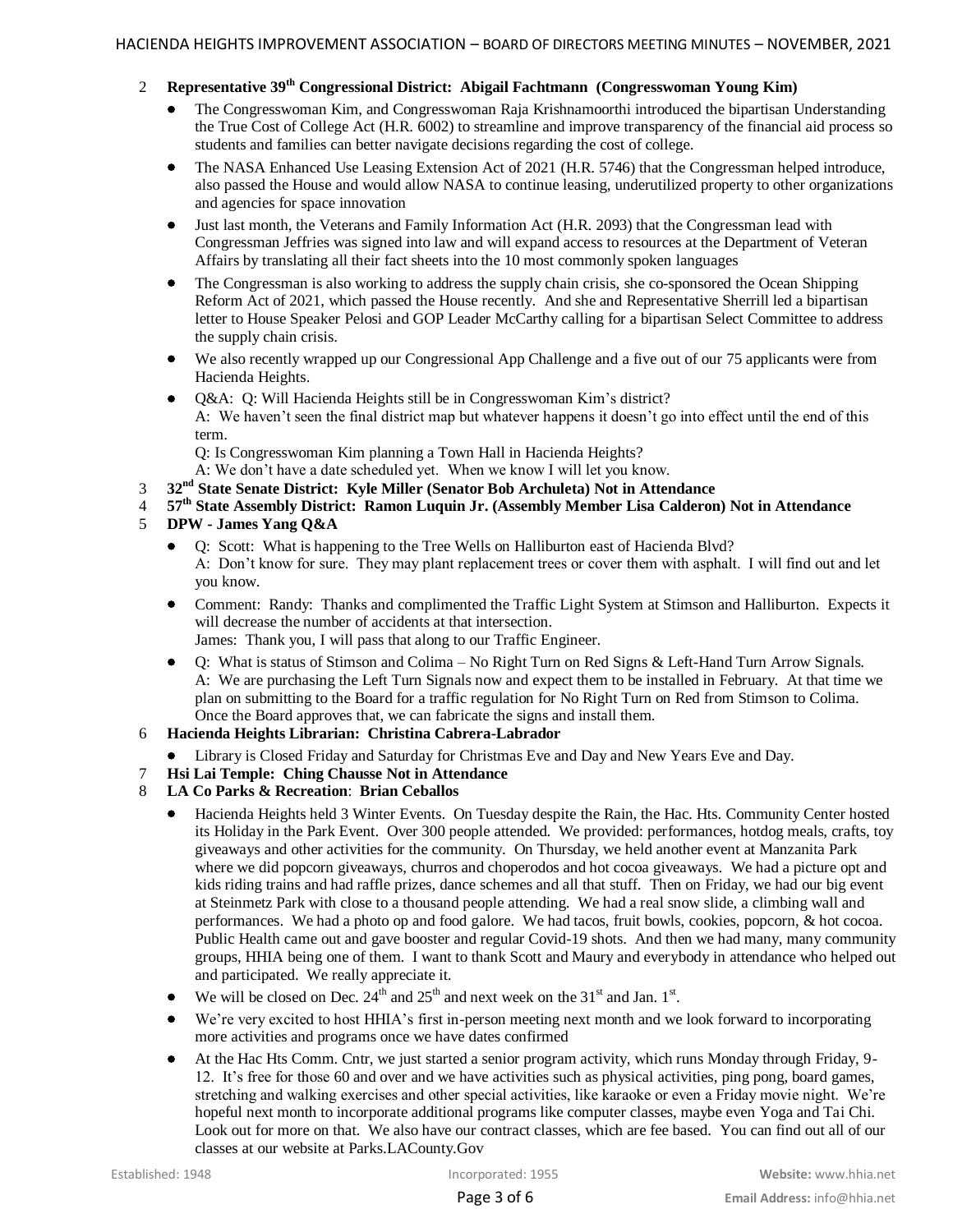2 **Representative 39th Congressional District: Abigail Fachtmann (Congresswoman Young Kim)**

- The Congresswoman Kim, and Congresswoman Raja Krishnamoorthi introduced the bipartisan Understanding the True Cost of College Act (H.R. 6002) to streamline and improve transparency of the financial aid process so students and families can better navigate decisions regarding the cost of college.
- The NASA Enhanced Use Leasing Extension Act of 2021 (H.R. 5746) that the Congressman helped introduce, also passed the House and would allow NASA to continue leasing, underutilized property to other organizations and agencies for space innovation
- Just last month, the Veterans and Family Information Act (H.R. 2093) that the Congressman lead with Congressman Jeffries was signed into law and will expand access to resources at the Department of Veteran Affairs by translating all their fact sheets into the 10 most commonly spoken languages
- The Congressman is also working to address the supply chain crisis, she co-sponsored the Ocean Shipping Reform Act of 2021, which passed the House recently. And she and Representative Sherrill led a bipartisan letter to House Speaker Pelosi and GOP Leader McCarthy calling for a bipartisan Select Committee to address the supply chain crisis.
- We also recently wrapped up our Congressional App Challenge and a five out of our 75 applicants were from Hacienda Heights.
- Q&A: Q: Will Hacienda Heights still be in Congresswoman Kim's district?
  A: We haven't seen the final district map but whatever happens it doesn't go into effect until the end of this term.
  Q: Is Congresswoman Kim planning a Town Hall in Hacienda Heights?
  A: We don't have a date scheduled yet. When we know I will let you know.

3 **32nd State Senate District: Kyle Miller (Senator Bob Archuleta) Not in Attendance**

4 **57th State Assembly District: Ramon Luquin Jr. (Assembly Member Lisa Calderon) Not in Attendance**

5 **DPW - James Yang Q&A**

- Q: Scott: What is happening to the Tree Wells on Halliburton east of Hacienda Blvd?
  A: Don't know for sure. They may plant replacement trees or cover them with asphalt. I will find out and let you know.
- Comment: Randy: Thanks and complimented the Traffic Light System at Stimson and Halliburton. Expects it will decrease the number of accidents at that intersection.
  James: Thank you, I will pass that along to our Traffic Engineer.
- Q: What is status of Stimson and Colima – No Right Turn on Red Signs & Left-Hand Turn Arrow Signals.
  A: We are purchasing the Left Turn Signals now and expect them to be installed in February. At that time we plan on submitting to the Board for a traffic regulation for No Right Turn on Red from Stimson to Colima. Once the Board approves that, we can fabricate the signs and install them.

6 **Hacienda Heights Librarian: Christina Cabrera-Labrador**

- Library is Closed Friday and Saturday for Christmas Eve and Day and New Years Eve and Day.

7 **Hsi Lai Temple: Ching Chausse Not in Attendance**

8 **LA Co Parks & Recreation: Brian Ceballos**

- Hacienda Heights held 3 Winter Events. On Tuesday despite the Rain, the Hac. Hts. Community Center hosted its Holiday in the Park Event. Over 300 people attended. We provided: performances, hotdog meals, crafts, toy giveaways and other activities for the community. On Thursday, we held another event at Manzanita Park where we did popcorn giveaways, churros and choperodos and hot cocoa giveaways. We had a picture opt and kids riding trains and had raffle prizes, dance schemes and all that stuff. Then on Friday, we had our big event at Steinmetz Park with close to a thousand people attending. We had a real snow slide, a climbing wall and performances. We had a photo op and food galore. We had tacos, fruit bowls, cookies, popcorn, & hot cocoa. Public Health came out and gave booster and regular Covid-19 shots. And then we had many, many community groups, HHIA being one of them. I want to thank Scott and Maury and everybody in attendance who helped out and participated. We really appreciate it.
- We will be closed on Dec. 24th and 25th and next week on the 31st and Jan. 1st.
- We're very excited to host HHIA's first in-person meeting next month and we look forward to incorporating more activities and programs once we have dates confirmed
- At the Hac Hts Comm. Cntr, we just started a senior program activity, which runs Monday through Friday, 9-12. It's free for those 60 and over and we have activities such as physical activities, ping pong, board games, stretching and walking exercises and other special activities, like karaoke or even a Friday movie night. We're hopeful next month to incorporate additional programs like computer classes, maybe even Yoga and Tai Chi. Look out for more on that. We also have our contract classes, which are fee based. You can find out all of our classes at our website at Parks.LACounty.Gov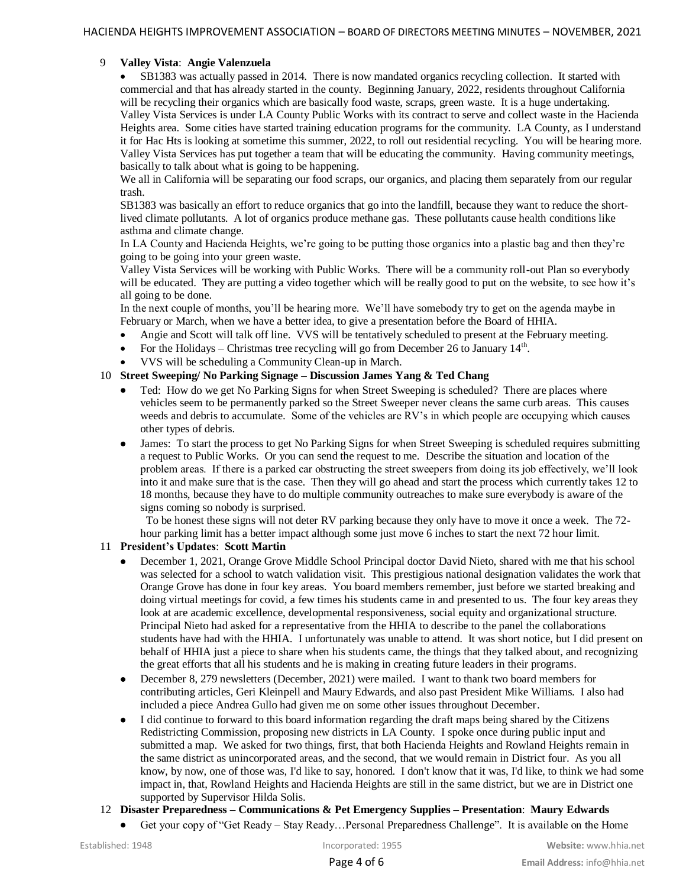9 **Valley Vista**: **Angie Valenzuela**

- SB1383 was actually passed in 2014. There is now mandated organics recycling collection. It started with commercial and that has already started in the county. Beginning January, 2022, residents throughout California will be recycling their organics which are basically food waste, scraps, green waste. It is a huge undertaking. Valley Vista Services is under LA County Public Works with its contract to serve and collect waste in the Hacienda Heights area. Some cities have started training education programs for the community. LA County, as I understand it for Hac Hts is looking at sometime this summer, 2022, to roll out residential recycling. You will be hearing more. Valley Vista Services has put together a team that will be educating the community. Having community meetings, basically to talk about what is going to be happening.

  We all in California will be separating our food scraps, our organics, and placing them separately from our regular trash.

  SB1383 was basically an effort to reduce organics that go into the landfill, because they want to reduce the short-lived climate pollutants. A lot of organics produce methane gas. These pollutants cause health conditions like asthma and climate change.

  In LA County and Hacienda Heights, we're going to be putting those organics into a plastic bag and then they're going to be going into your green waste.

  Valley Vista Services will be working with Public Works. There will be a community roll-out Plan so everybody will be educated. They are putting a video together which will be really good to put on the website, to see how it's all going to be done.

  In the next couple of months, you'll be hearing more. We'll have somebody try to get on the agenda maybe in February or March, when we have a better idea, to give a presentation before the Board of HHIA.
- Angie and Scott will talk off line. VVS will be tentatively scheduled to present at the February meeting.
- For the Holidays – Christmas tree recycling will go from December 26 to January 14th.
- VVS will be scheduling a Community Clean-up in March.

10 **Street Sweeping/ No Parking Signage – Discussion James Yang & Ted Chang**

- Ted: How do we get No Parking Signs for when Street Sweeping is scheduled? There are places where vehicles seem to be permanently parked so the Street Sweeper never cleans the same curb areas. This causes weeds and debris to accumulate. Some of the vehicles are RV's in which people are occupying which causes other types of debris.
- James: To start the process to get No Parking Signs for when Street Sweeping is scheduled requires submitting a request to Public Works. Or you can send the request to me. Describe the situation and location of the problem areas. If there is a parked car obstructing the street sweepers from doing its job effectively, we'll look into it and make sure that is the case. Then they will go ahead and start the process which currently takes 12 to 18 months, because they have to do multiple community outreaches to make sure everybody is aware of the signs coming so nobody is surprised.

  To be honest these signs will not deter RV parking because they only have to move it once a week. The 72-hour parking limit has a better impact although some just move 6 inches to start the next 72 hour limit.

11 **President's Updates**: **Scott Martin**

- December 1, 2021, Orange Grove Middle School Principal doctor David Nieto, shared with me that his school was selected for a school to watch validation visit. This prestigious national designation validates the work that Orange Grove has done in four key areas. You board members remember, just before we started breaking and doing virtual meetings for covid, a few times his students came in and presented to us. The four key areas they look at are academic excellence, developmental responsiveness, social equity and organizational structure. Principal Nieto had asked for a representative from the HHIA to describe to the panel the collaborations students have had with the HHIA. I unfortunately was unable to attend. It was short notice, but I did present on behalf of HHIA just a piece to share when his students came, the things that they talked about, and recognizing the great efforts that all his students and he is making in creating future leaders in their programs.
- December 8, 279 newsletters (December, 2021) were mailed. I want to thank two board members for contributing articles, Geri Kleinpell and Maury Edwards, and also past President Mike Williams. I also had included a piece Andrea Gullo had given me on some other issues throughout December.
- I did continue to forward to this board information regarding the draft maps being shared by the Citizens Redistricting Commission, proposing new districts in LA County. I spoke once during public input and submitted a map. We asked for two things, first, that both Hacienda Heights and Rowland Heights remain in the same district as unincorporated areas, and the second, that we would remain in District four. As you all know, by now, one of those was, I'd like to say, honored. I don't know that it was, I'd like, to think we had some impact in, that, Rowland Heights and Hacienda Heights are still in the same district, but we are in District one supported by Supervisor Hilda Solis.

12 **Disaster Preparedness – Communications & Pet Emergency Supplies – Presentation**: **Maury Edwards**

- Get your copy of "Get Ready – Stay Ready…Personal Preparedness Challenge". It is available on the Home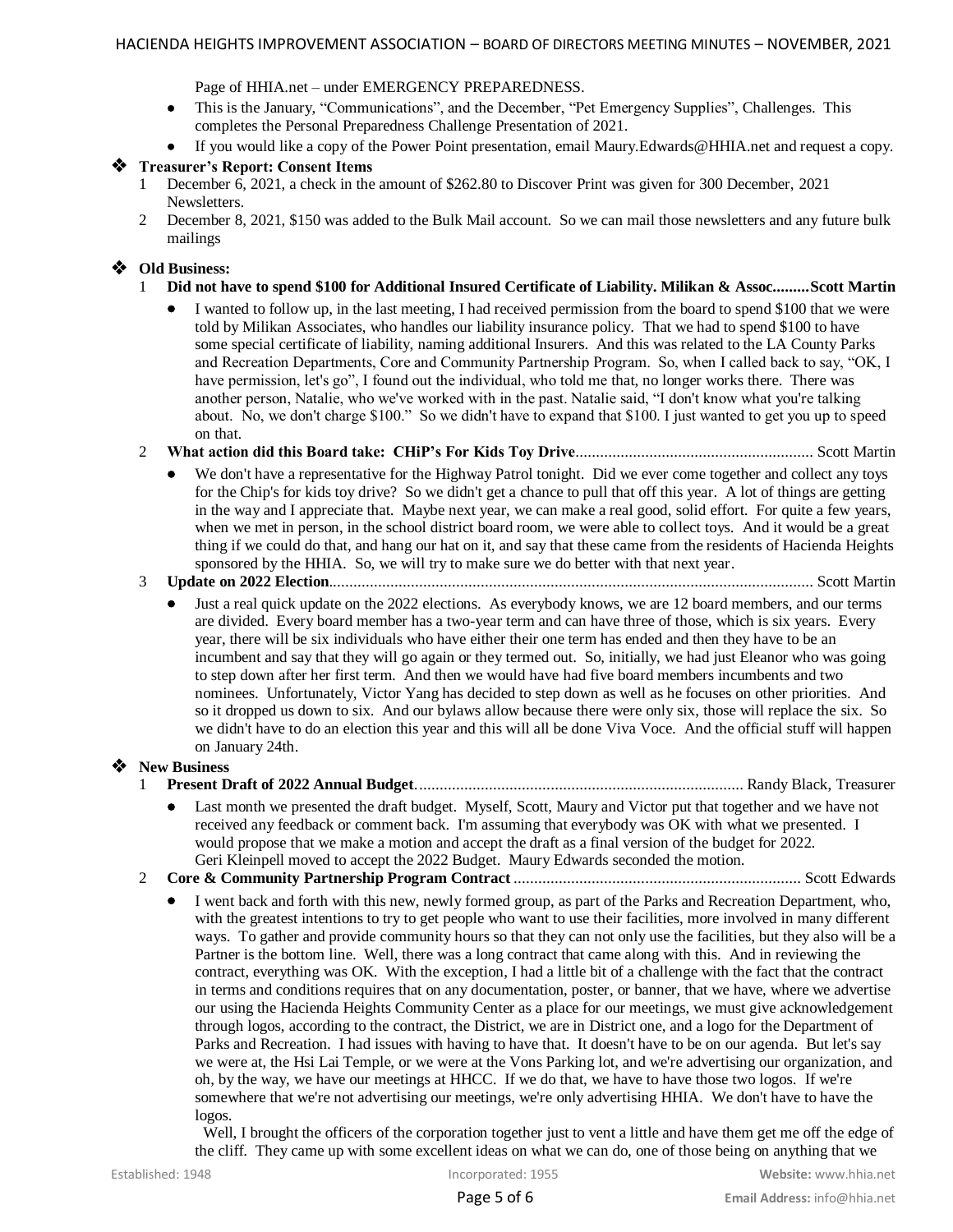Page of HHIA.net – under EMERGENCY PREPAREDNESS.

- This is the January, "Communications", and the December, "Pet Emergency Supplies", Challenges. This completes the Personal Preparedness Challenge Presentation of 2021.
- If you would like a copy of the Power Point presentation, email Maury.Edwards@HHIA.net and request a copy.

## ❖ Treasurer's Report: Consent Items

1. December 6, 2021, a check in the amount of $262.80 to Discover Print was given for 300 December, 2021 Newsletters.
2. December 8, 2021, $150 was added to the Bulk Mail account. So we can mail those newsletters and any future bulk mailings

## ❖ Old Business:

1. **Did not have to spend $100 for Additional Insured Certificate of Liability. Milikan & Assoc.........Scott Martin**
   - I wanted to follow up, in the last meeting, I had received permission from the board to spend $100 that we were told by Milikan Associates, who handles our liability insurance policy. That we had to spend $100 to have some special certificate of liability, naming additional Insurers. And this was related to the LA County Parks and Recreation Departments, Core and Community Partnership Program. So, when I called back to say, "OK, I have permission, let's go", I found out the individual, who told me that, no longer works there. There was another person, Natalie, who we've worked with in the past. Natalie said, "I don't know what you're talking about. No, we don't charge $100." So we didn't have to expand that $100. I just wanted to get you up to speed on that.
2. **What action did this Board take: CHiP's For Kids Toy Drive**.......................................................... Scott Martin
   - We don't have a representative for the Highway Patrol tonight. Did we ever come together and collect any toys for the Chip's for kids toy drive? So we didn't get a chance to pull that off this year. A lot of things are getting in the way and I appreciate that. Maybe next year, we can make a real good, solid effort. For quite a few years, when we met in person, in the school district board room, we were able to collect toys. And it would be a great thing if we could do that, and hang our hat on it, and say that these came from the residents of Hacienda Heights sponsored by the HHIA. So, we will try to make sure we do better with that next year.
3. **Update on 2022 Election**...................................................................................................... Scott Martin
   - Just a real quick update on the 2022 elections. As everybody knows, we are 12 board members, and our terms are divided. Every board member has a two-year term and can have three of those, which is six years. Every year, there will be six individuals who have either their one term has ended and then they have to be an incumbent and say that they will go again or they termed out. So, initially, we had just Eleanor who was going to step down after her first term. And then we would have had five board members incumbents and two nominees. Unfortunately, Victor Yang has decided to step down as well as he focuses on other priorities. And so it dropped us down to six. And our bylaws allow because there were only six, those will replace the six. So we didn't have to do an election this year and this will all be done Viva Voce. And the official stuff will happen on January 24th.

## ❖ New Business

1. **Present Draft of 2022 Annual Budget**................................................................................ Randy Black, Treasurer
   - Last month we presented the draft budget. Myself, Scott, Maury and Victor put that together and we have not received any feedback or comment back. I'm assuming that everybody was OK with what we presented. I would propose that we make a motion and accept the draft as a final version of the budget for 2022.
     Geri Kleinpell moved to accept the 2022 Budget. Maury Edwards seconded the motion.
2. **Core & Community Partnership Program Contract** ...................................................................... Scott Edwards
   - I went back and forth with this new, newly formed group, as part of the Parks and Recreation Department, who, with the greatest intentions to try to get people who want to use their facilities, more involved in many different ways. To gather and provide community hours so that they can not only use the facilities, but they also will be a Partner is the bottom line. Well, there was a long contract that came along with this. And in reviewing the contract, everything was OK. With the exception, I had a little bit of a challenge with the fact that the contract in terms and conditions requires that on any documentation, poster, or banner, that we have, where we advertise our using the Hacienda Heights Community Center as a place for our meetings, we must give acknowledgement through logos, according to the contract, the District, we are in District one, and a logo for the Department of Parks and Recreation. I had issues with having to have that. It doesn't have to be on our agenda. But let's say we were at, the Hsi Lai Temple, or we were at the Vons Parking lot, and we're advertising our organization, and oh, by the way, we have our meetings at HHCC. If we do that, we have to have those two logos. If we're somewhere that we're not advertising our meetings, we're only advertising HHIA. We don't have to have the logos.

     Well, I brought the officers of the corporation together just to vent a little and have them get me off the edge of the cliff. They came up with some excellent ideas on what we can do, one of those being on anything that we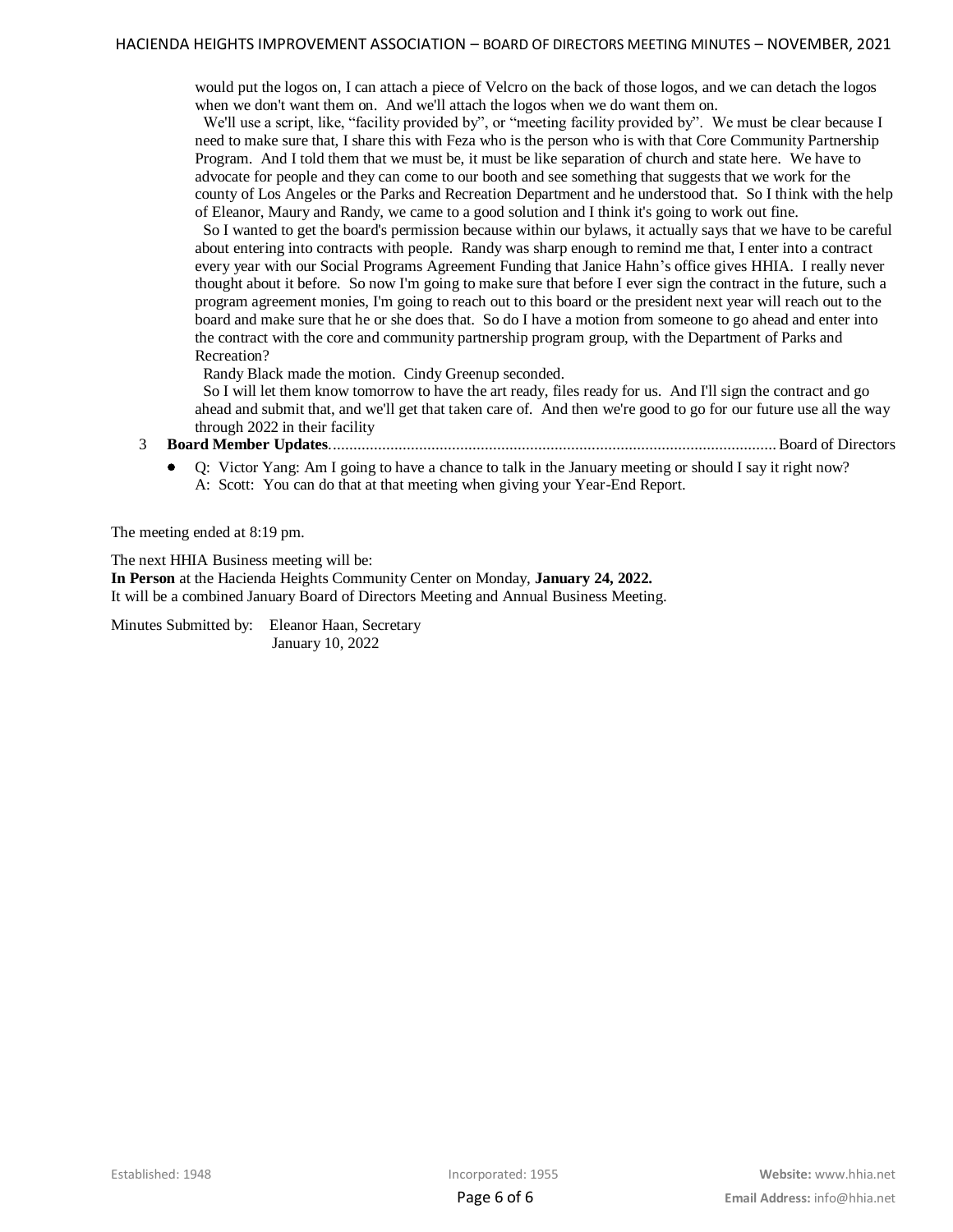would put the logos on, I can attach a piece of Velcro on the back of those logos, and we can detach the logos when we don't want them on. And we'll attach the logos when we do want them on.

We'll use a script, like, "facility provided by", or "meeting facility provided by". We must be clear because I need to make sure that, I share this with Feza who is the person who is with that Core Community Partnership Program. And I told them that we must be, it must be like separation of church and state here. We have to advocate for people and they can come to our booth and see something that suggests that we work for the county of Los Angeles or the Parks and Recreation Department and he understood that. So I think with the help of Eleanor, Maury and Randy, we came to a good solution and I think it's going to work out fine.

So I wanted to get the board's permission because within our bylaws, it actually says that we have to be careful about entering into contracts with people. Randy was sharp enough to remind me that, I enter into a contract every year with our Social Programs Agreement Funding that Janice Hahn's office gives HHIA. I really never thought about it before. So now I'm going to make sure that before I ever sign the contract in the future, such a program agreement monies, I'm going to reach out to this board or the president next year will reach out to the board and make sure that he or she does that. So do I have a motion from someone to go ahead and enter into the contract with the core and community partnership program group, with the Department of Parks and Recreation?

Randy Black made the motion. Cindy Greenup seconded.

So I will let them know tomorrow to have the art ready, files ready for us. And I'll sign the contract and go ahead and submit that, and we'll get that taken care of. And then we're good to go for our future use all the way through 2022 in their facility

3 **Board Member Updates**............................................................................................................ Board of Directors

- Q: Victor Yang: Am I going to have a chance to talk in the January meeting or should I say it right now?
  A: Scott: You can do that at that meeting when giving your Year-End Report.

The meeting ended at 8:19 pm.

The next HHIA Business meeting will be:
**In Person** at the Hacienda Heights Community Center on Monday, **January 24, 2022.**
It will be a combined January Board of Directors Meeting and Annual Business Meeting.

Minutes Submitted by: Eleanor Haan, Secretary
January 10, 2022